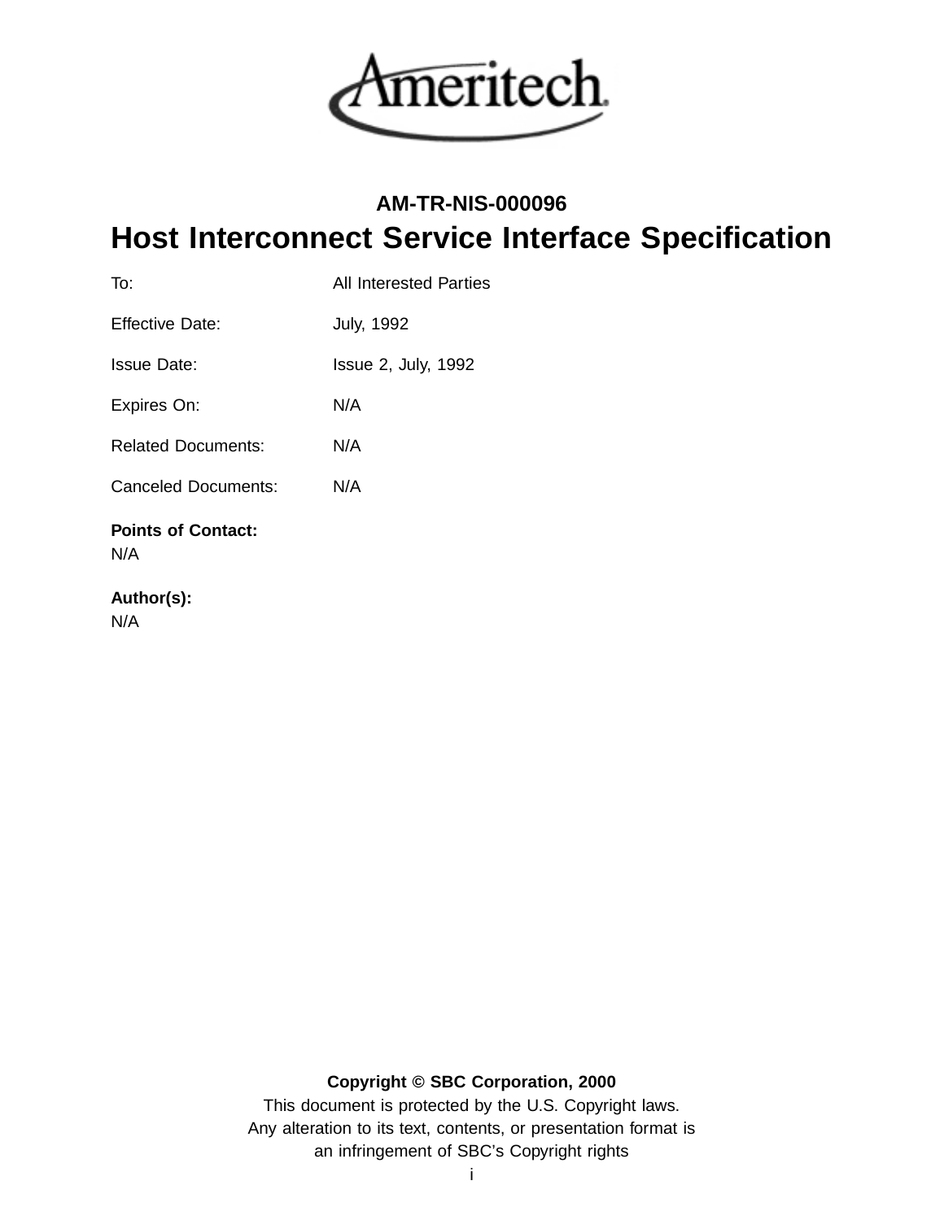Ameritech

**AM-TR-NIS-000096**

# Host Interconnect Service Interface Specification

| | |
|---|---|
| To: | All Interested Parties |
| Effective Date: | July, 1992 |
| Issue Date: | Issue 2, July, 1992 |
| Expires On: | N/A |
| Related Documents: | N/A |
| Canceled Documents: | N/A |

**Points of Contact:**
N/A

**Author(s):**
N/A

**Copyright © SBC Corporation, 2000**
This document is protected by the U.S. Copyright laws.
Any alteration to its text, contents, or presentation format is
an infringement of SBC's Copyright rights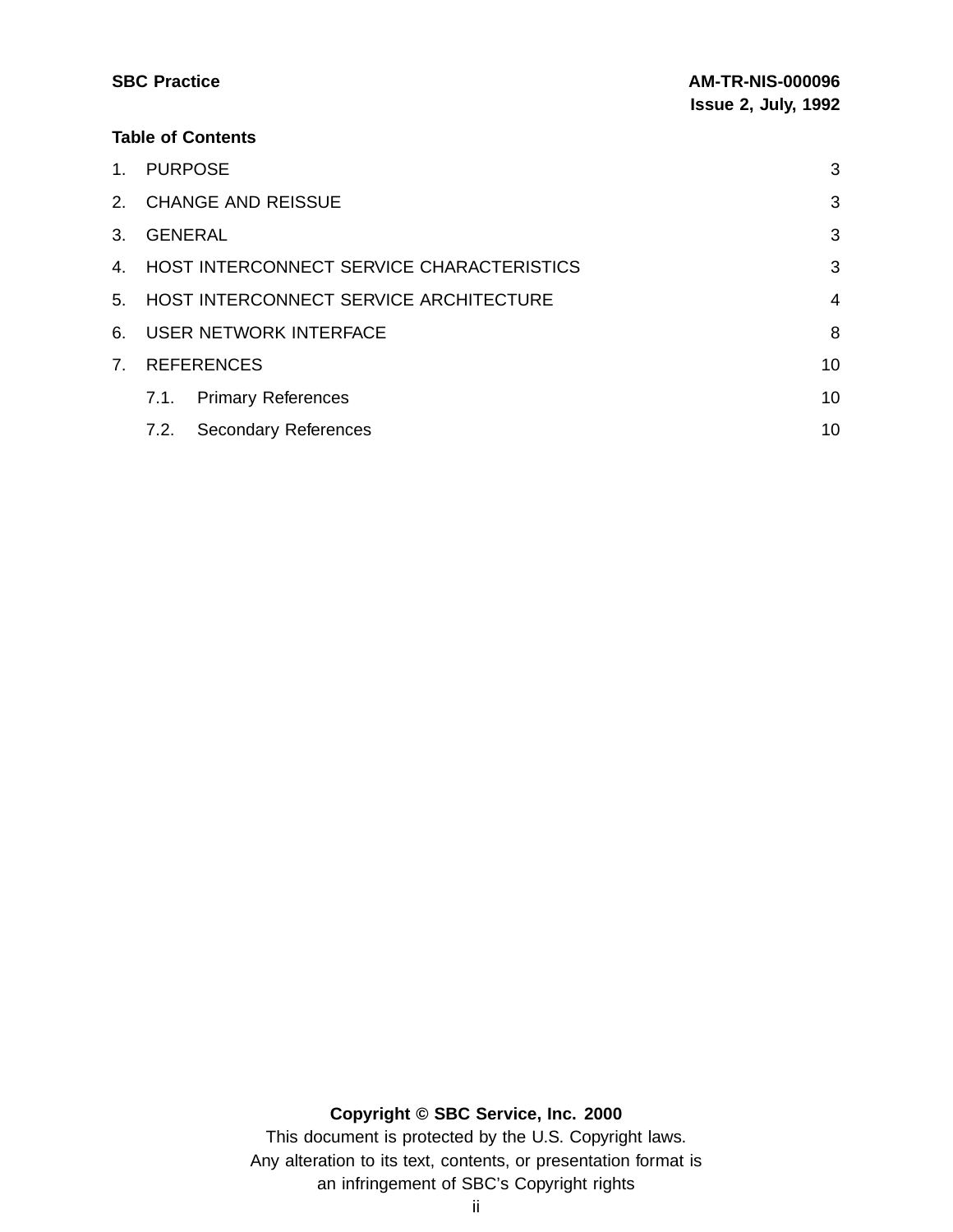**Table of Contents**

1. PURPOSE 3
2. CHANGE AND REISSUE 3
3. GENERAL 3
4. HOST INTERCONNECT SERVICE CHARACTERISTICS 3
5. HOST INTERCONNECT SERVICE ARCHITECTURE 4
6. USER NETWORK INTERFACE 8
7. REFERENCES 10
   - 7.1. Primary References 10
   - 7.2. Secondary References 10

**Copyright © SBC Service, Inc. 2000**

This document is protected by the U.S. Copyright laws.
Any alteration to its text, contents, or presentation format is
an infringement of SBC's Copyright rights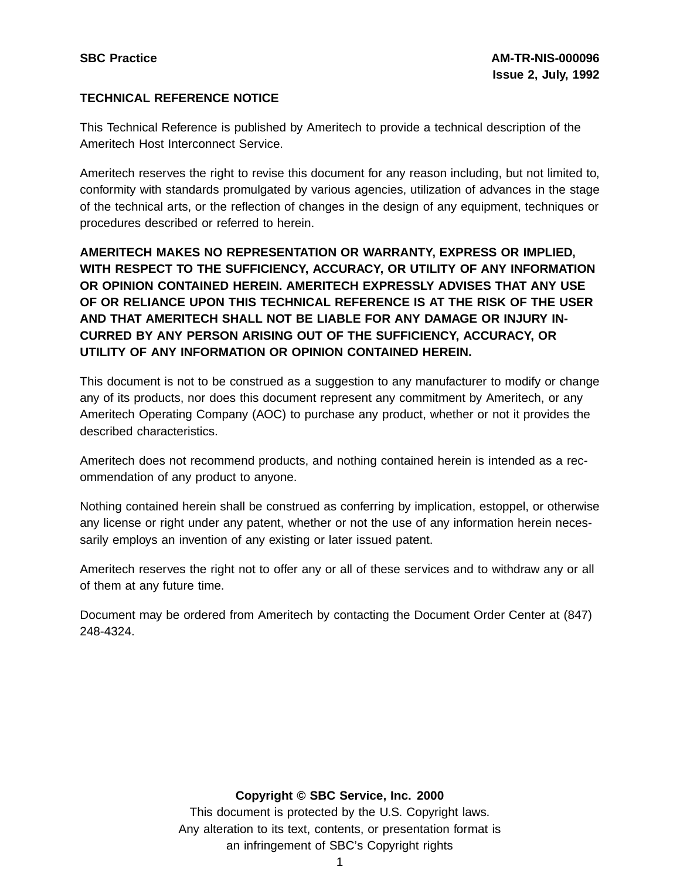## TECHNICAL REFERENCE NOTICE

This Technical Reference is published by Ameritech to provide a technical description of the Ameritech Host Interconnect Service.

Ameritech reserves the right to revise this document for any reason including, but not limited to, conformity with standards promulgated by various agencies, utilization of advances in the stage of the technical arts, or the reflection of changes in the design of any equipment, techniques or procedures described or referred to herein.

**AMERITECH MAKES NO REPRESENTATION OR WARRANTY, EXPRESS OR IMPLIED, WITH RESPECT TO THE SUFFICIENCY, ACCURACY, OR UTILITY OF ANY INFORMATION OR OPINION CONTAINED HEREIN. AMERITECH EXPRESSLY ADVISES THAT ANY USE OF OR RELIANCE UPON THIS TECHNICAL REFERENCE IS AT THE RISK OF THE USER AND THAT AMERITECH SHALL NOT BE LIABLE FOR ANY DAMAGE OR INJURY INCURRED BY ANY PERSON ARISING OUT OF THE SUFFICIENCY, ACCURACY, OR UTILITY OF ANY INFORMATION OR OPINION CONTAINED HEREIN.**

This document is not to be construed as a suggestion to any manufacturer to modify or change any of its products, nor does this document represent any commitment by Ameritech, or any Ameritech Operating Company (AOC) to purchase any product, whether or not it provides the described characteristics.

Ameritech does not recommend products, and nothing contained herein is intended as a recommendation of any product to anyone.

Nothing contained herein shall be construed as conferring by implication, estoppel, or otherwise any license or right under any patent, whether or not the use of any information herein necessarily employs an invention of any existing or later issued patent.

Ameritech reserves the right not to offer any or all of these services and to withdraw any or all of them at any future time.

Document may be ordered from Ameritech by contacting the Document Order Center at (847) 248-4324.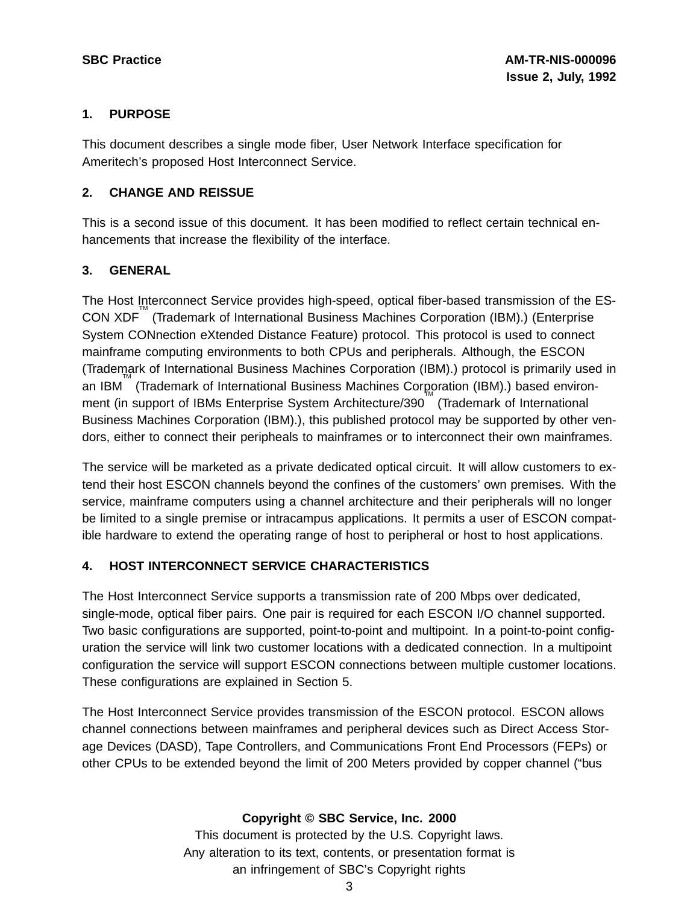## 1. PURPOSE

This document describes a single mode fiber, User Network Interface specification for Ameritech's proposed Host Interconnect Service.

## 2. CHANGE AND REISSUE

This is a second issue of this document. It has been modified to reflect certain technical enhancements that increase the flexibility of the interface.

## 3. GENERAL

The Host Interconnect Service provides high-speed, optical fiber-based transmission of the ESCON XDF™ (Trademark of International Business Machines Corporation (IBM).) (Enterprise System CONnection eXtended Distance Feature) protocol. This protocol is used to connect mainframe computing environments to both CPUs and peripherals. Although, the ESCON (Trademark of International Business Machines Corporation (IBM).) protocol is primarily used in an IBM™ (Trademark of International Business Machines Corporation (IBM).) based environment (in support of IBMs Enterprise System Architecture/390™ (Trademark of International Business Machines Corporation (IBM).), this published protocol may be supported by other vendors, either to connect their peripheals to mainframes or to interconnect their own mainframes.

The service will be marketed as a private dedicated optical circuit. It will allow customers to extend their host ESCON channels beyond the confines of the customers' own premises. With the service, mainframe computers using a channel architecture and their peripherals will no longer be limited to a single premise or intracampus applications. It permits a user of ESCON compatible hardware to extend the operating range of host to peripheral or host to host applications.

## 4. HOST INTERCONNECT SERVICE CHARACTERISTICS

The Host Interconnect Service supports a transmission rate of 200 Mbps over dedicated, single-mode, optical fiber pairs. One pair is required for each ESCON I/O channel supported. Two basic configurations are supported, point-to-point and multipoint. In a point-to-point configuration the service will link two customer locations with a dedicated connection. In a multipoint configuration the service will support ESCON connections between multiple customer locations. These configurations are explained in Section 5.

The Host Interconnect Service provides transmission of the ESCON protocol. ESCON allows channel connections between mainframes and peripheral devices such as Direct Access Storage Devices (DASD), Tape Controllers, and Communications Front End Processors (FEPs) or other CPUs to be extended beyond the limit of 200 Meters provided by copper channel ("bus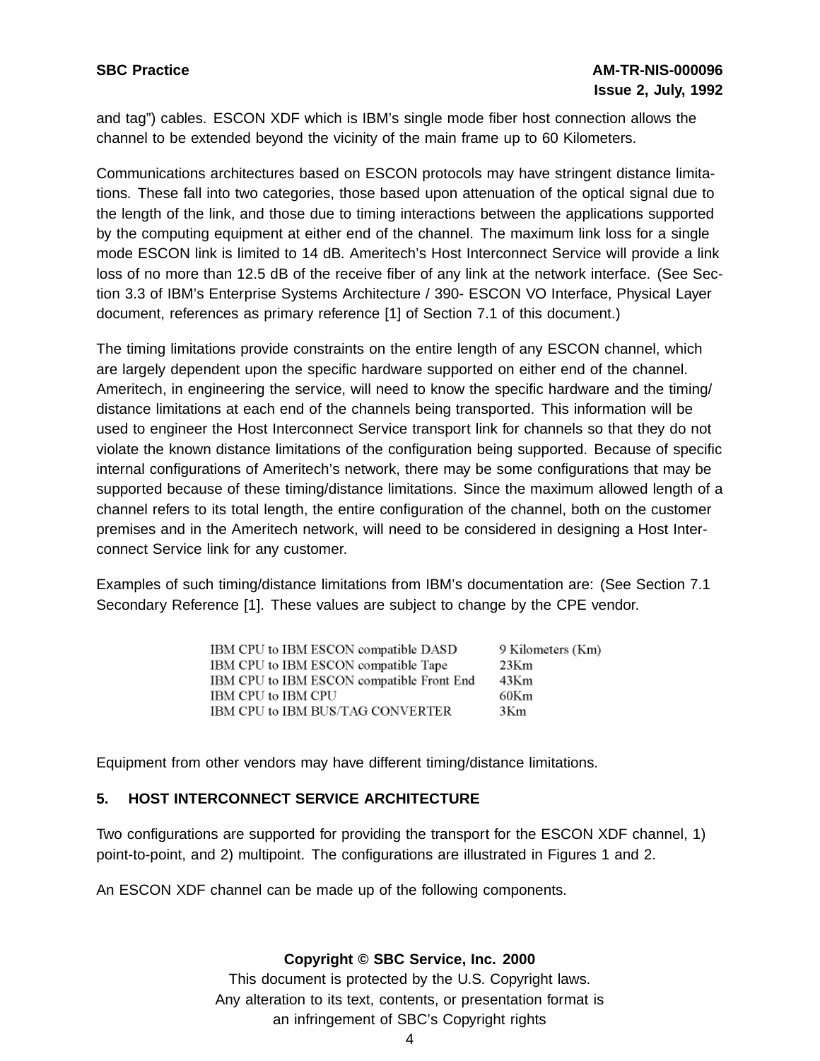and tag") cables. ESCON XDF which is IBM's single mode fiber host connection allows the channel to be extended beyond the vicinity of the main frame up to 60 Kilometers.

Communications architectures based on ESCON protocols may have stringent distance limitations. These fall into two categories, those based upon attenuation of the optical signal due to the length of the link, and those due to timing interactions between the applications supported by the computing equipment at either end of the channel. The maximum link loss for a single mode ESCON link is limited to 14 dB. Ameritech's Host Interconnect Service will provide a link loss of no more than 12.5 dB of the receive fiber of any link at the network interface. (See Section 3.3 of IBM's Enterprise Systems Architecture / 390- ESCON VO Interface, Physical Layer document, references as primary reference [1] of Section 7.1 of this document.)

The timing limitations provide constraints on the entire length of any ESCON channel, which are largely dependent upon the specific hardware supported on either end of the channel. Ameritech, in engineering the service, will need to know the specific hardware and the timing/ distance limitations at each end of the channels being transported. This information will be used to engineer the Host Interconnect Service transport link for channels so that they do not violate the known distance limitations of the configuration being supported. Because of specific internal configurations of Ameritech's network, there may be some configurations that may be supported because of these timing/distance limitations. Since the maximum allowed length of a channel refers to its total length, the entire configuration of the channel, both on the customer premises and in the Ameritech network, will need to be considered in designing a Host Interconnect Service link for any customer.

Examples of such timing/distance limitations from IBM's documentation are: (See Section 7.1 Secondary Reference [1]. These values are subject to change by the CPE vendor.

| | |
|---|---|
| IBM CPU to IBM ESCON compatible DASD | 9 Kilometers (Km) |
| IBM CPU to IBM ESCON compatible Tape | 23Km |
| IBM CPU to IBM ESCON compatible Front End | 43Km |
| IBM CPU to IBM CPU | 60Km |
| IBM CPU to IBM BUS/TAG CONVERTER | 3Km |

Equipment from other vendors may have different timing/distance limitations.

## 5. HOST INTERCONNECT SERVICE ARCHITECTURE

Two configurations are supported for providing the transport for the ESCON XDF channel, 1) point-to-point, and 2) multipoint. The configurations are illustrated in Figures 1 and 2.

An ESCON XDF channel can be made up of the following components.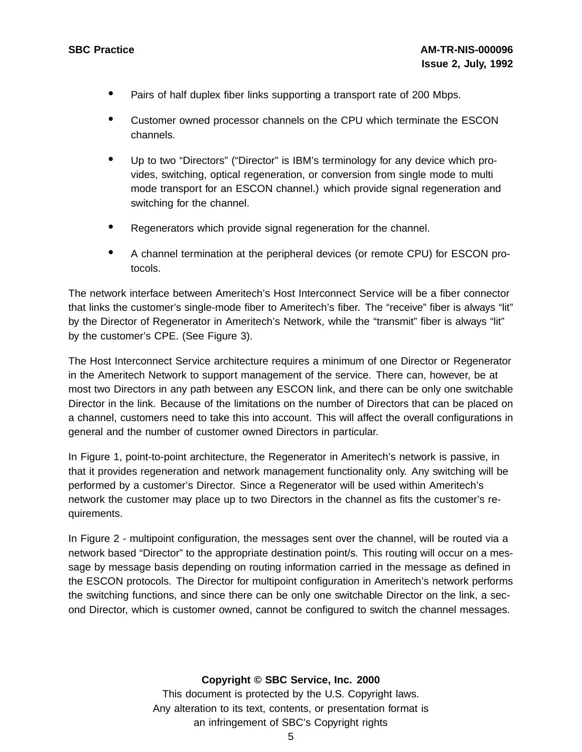- Pairs of half duplex fiber links supporting a transport rate of 200 Mbps.
- Customer owned processor channels on the CPU which terminate the ESCON channels.
- Up to two "Directors" ("Director" is IBM's terminology for any device which provides, switching, optical regeneration, or conversion from single mode to multi mode transport for an ESCON channel.) which provide signal regeneration and switching for the channel.
- Regenerators which provide signal regeneration for the channel.
- A channel termination at the peripheral devices (or remote CPU) for ESCON protocols.

The network interface between Ameritech's Host Interconnect Service will be a fiber connector that links the customer's single-mode fiber to Ameritech's fiber. The "receive" fiber is always "lit" by the Director of Regenerator in Ameritech's Network, while the "transmit" fiber is always "lit" by the customer's CPE. (See Figure 3).

The Host Interconnect Service architecture requires a minimum of one Director or Regenerator in the Ameritech Network to support management of the service. There can, however, be at most two Directors in any path between any ESCON link, and there can be only one switchable Director in the link. Because of the limitations on the number of Directors that can be placed on a channel, customers need to take this into account. This will affect the overall configurations in general and the number of customer owned Directors in particular.

In Figure 1, point-to-point architecture, the Regenerator in Ameritech's network is passive, in that it provides regeneration and network management functionality only. Any switching will be performed by a customer's Director. Since a Regenerator will be used within Ameritech's network the customer may place up to two Directors in the channel as fits the customer's requirements.

In Figure 2 - multipoint configuration, the messages sent over the channel, will be routed via a network based "Director" to the appropriate destination point/s. This routing will occur on a message by message basis depending on routing information carried in the message as defined in the ESCON protocols. The Director for multipoint configuration in Ameritech's network performs the switching functions, and since there can be only one switchable Director on the link, a second Director, which is customer owned, cannot be configured to switch the channel messages.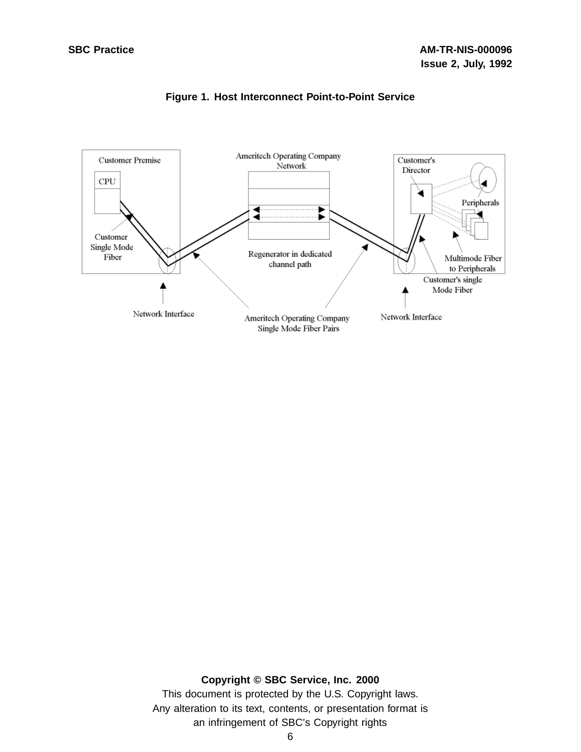**Figure 1. Host Interconnect Point-to-Point Service**

Customer Premise

CPU

Customer Single Mode Fiber

Ameritech Operating Company Network

Regenerator in dedicated channel path

Customer's Director

Peripherals

Multimode Fiber to Peripherals

Customer's single Mode Fiber

Network Interface

Ameritech Operating Company Single Mode Fiber Pairs

Network Interface

**Copyright © SBC Service, Inc. 2000**

This document is protected by the U.S. Copyright laws.
Any alteration to its text, contents, or presentation format is
an infringement of SBC's Copyright rights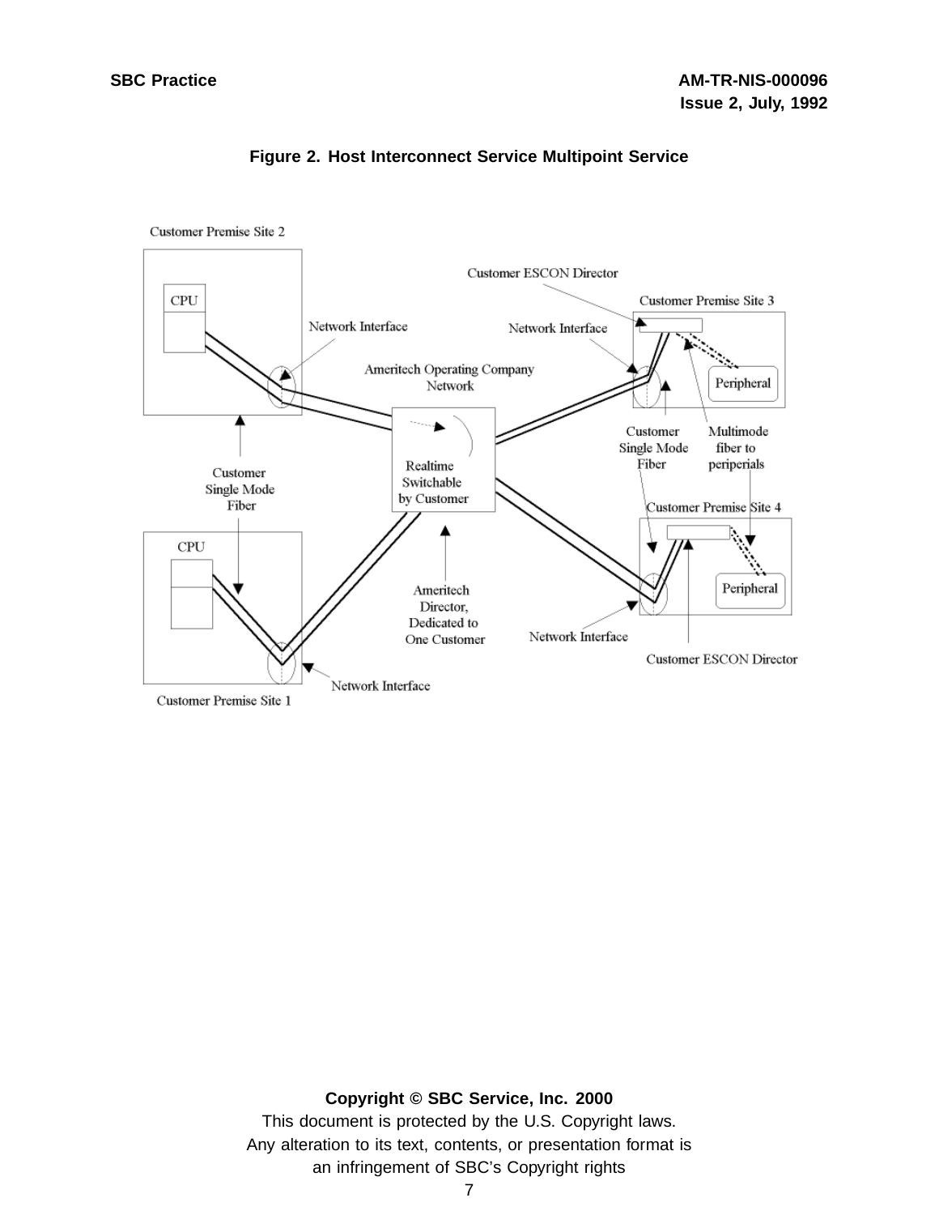**Figure 2. Host Interconnect Service Multipoint Service**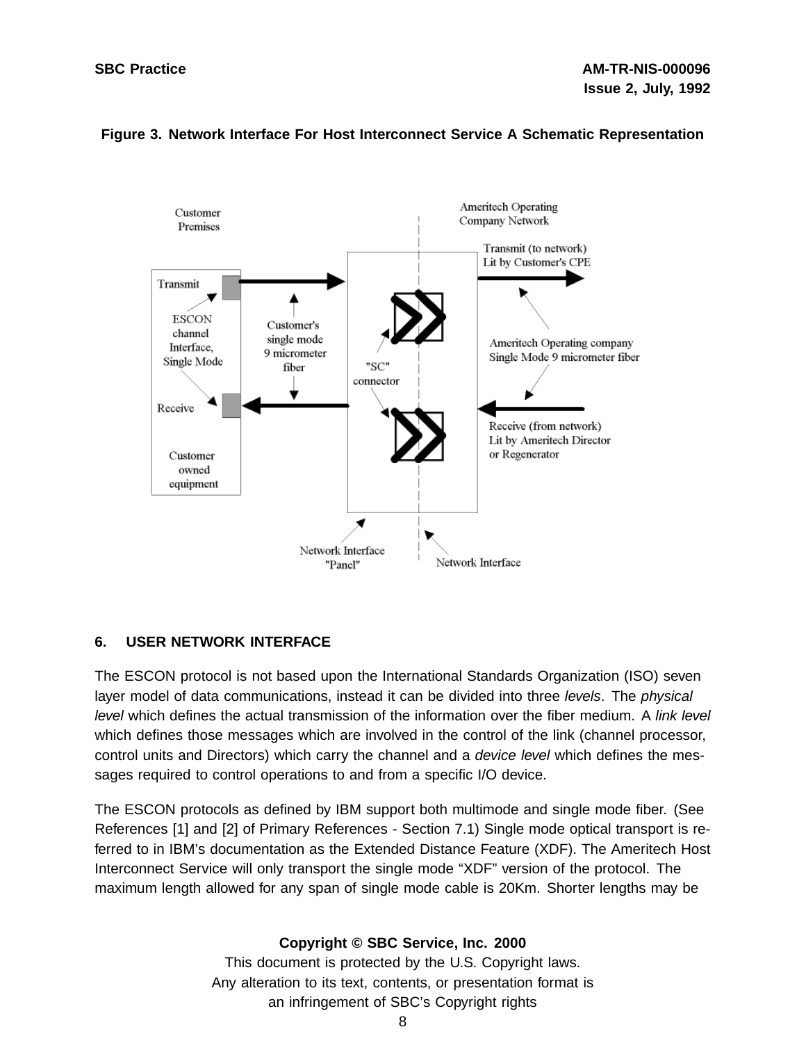**Figure 3. Network Interface For Host Interconnect Service A Schematic Representation**

Customer Premises

Ameritech Operating Company Network

Transmit

ESCON channel Interface, Single Mode

Receive

Customer owned equipment

Customer's single mode 9 micrometer fiber

"SC" connector

Transmit (to network) Lit by Customer's CPE

Ameritech Operating company Single Mode 9 micrometer fiber

Receive (from network) Lit by Ameritech Director or Regenerator

Network Interface "Panel"

Network Interface

## 6. USER NETWORK INTERFACE

The ESCON protocol is not based upon the International Standards Organization (ISO) seven layer model of data communications, instead it can be divided into three *levels*. The *physical level* which defines the actual transmission of the information over the fiber medium. A *link level* which defines those messages which are involved in the control of the link (channel processor, control units and Directors) which carry the channel and a *device level* which defines the messages required to control operations to and from a specific I/O device.

The ESCON protocols as defined by IBM support both multimode and single mode fiber. (See References [1] and [2] of Primary References - Section 7.1) Single mode optical transport is referred to in IBM's documentation as the Extended Distance Feature (XDF). The Ameritech Host Interconnect Service will only transport the single mode "XDF" version of the protocol. The maximum length allowed for any span of single mode cable is 20Km. Shorter lengths may be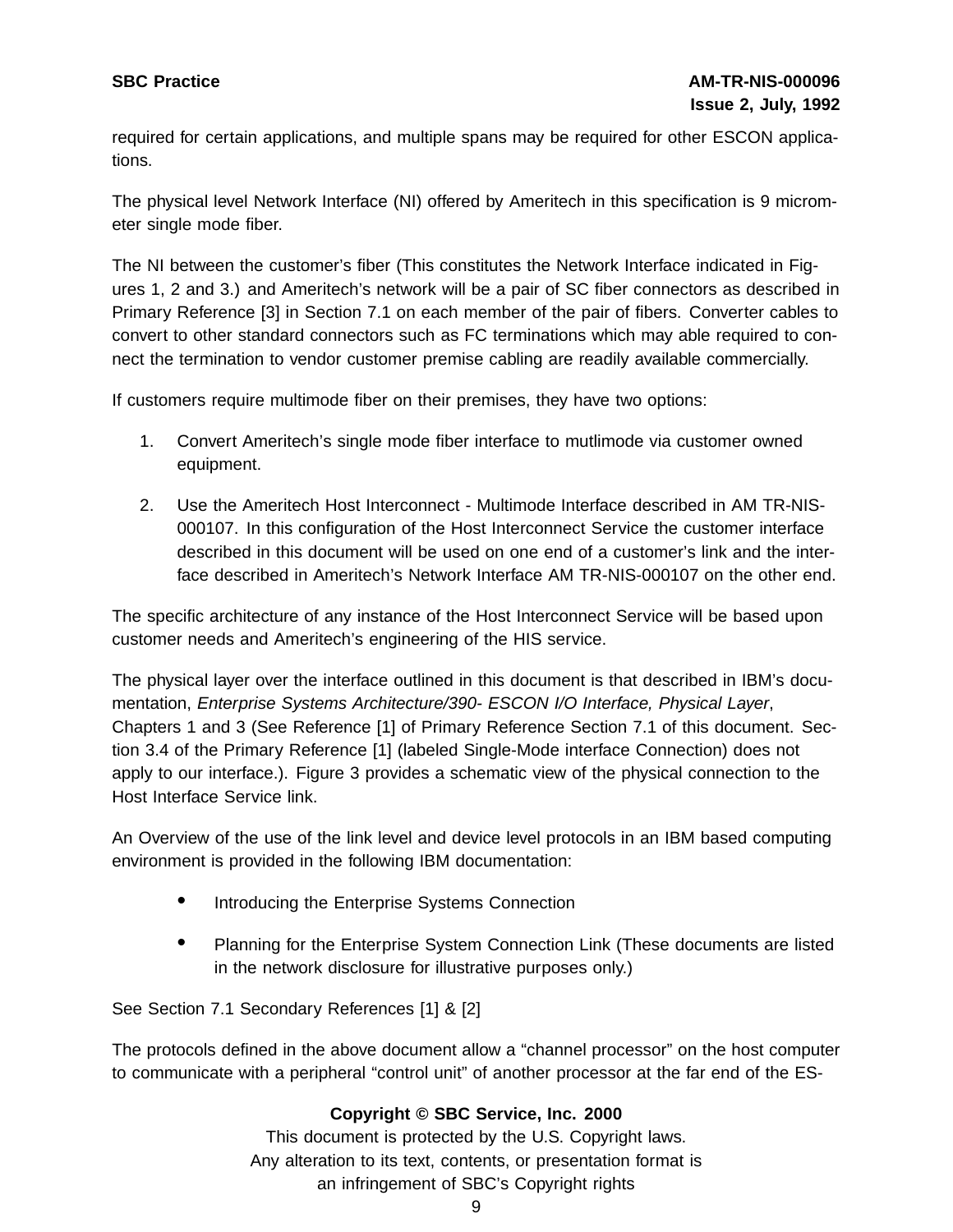required for certain applications, and multiple spans may be required for other ESCON applications.

The physical level Network Interface (NI) offered by Ameritech in this specification is 9 micrometer single mode fiber.

The NI between the customer's fiber (This constitutes the Network Interface indicated in Figures 1, 2 and 3.) and Ameritech's network will be a pair of SC fiber connectors as described in Primary Reference [3] in Section 7.1 on each member of the pair of fibers. Converter cables to convert to other standard connectors such as FC terminations which may able required to connect the termination to vendor customer premise cabling are readily available commercially.

If customers require multimode fiber on their premises, they have two options:

1. Convert Ameritech's single mode fiber interface to mutlimode via customer owned equipment.
2. Use the Ameritech Host Interconnect - Multimode Interface described in AM TR-NIS-000107. In this configuration of the Host Interconnect Service the customer interface described in this document will be used on one end of a customer's link and the interface described in Ameritech's Network Interface AM TR-NIS-000107 on the other end.

The specific architecture of any instance of the Host Interconnect Service will be based upon customer needs and Ameritech's engineering of the HIS service.

The physical layer over the interface outlined in this document is that described in IBM's documentation, *Enterprise Systems Architecture/390- ESCON I/O Interface, Physical Layer*, Chapters 1 and 3 (See Reference [1] of Primary Reference Section 7.1 of this document. Section 3.4 of the Primary Reference [1] (labeled Single-Mode interface Connection) does not apply to our interface.). Figure 3 provides a schematic view of the physical connection to the Host Interface Service link.

An Overview of the use of the link level and device level protocols in an IBM based computing environment is provided in the following IBM documentation:

- Introducing the Enterprise Systems Connection
- Planning for the Enterprise System Connection Link (These documents are listed in the network disclosure for illustrative purposes only.)

See Section 7.1 Secondary References [1] & [2]

The protocols defined in the above document allow a "channel processor" on the host computer to communicate with a peripheral "control unit" of another processor at the far end of the ES-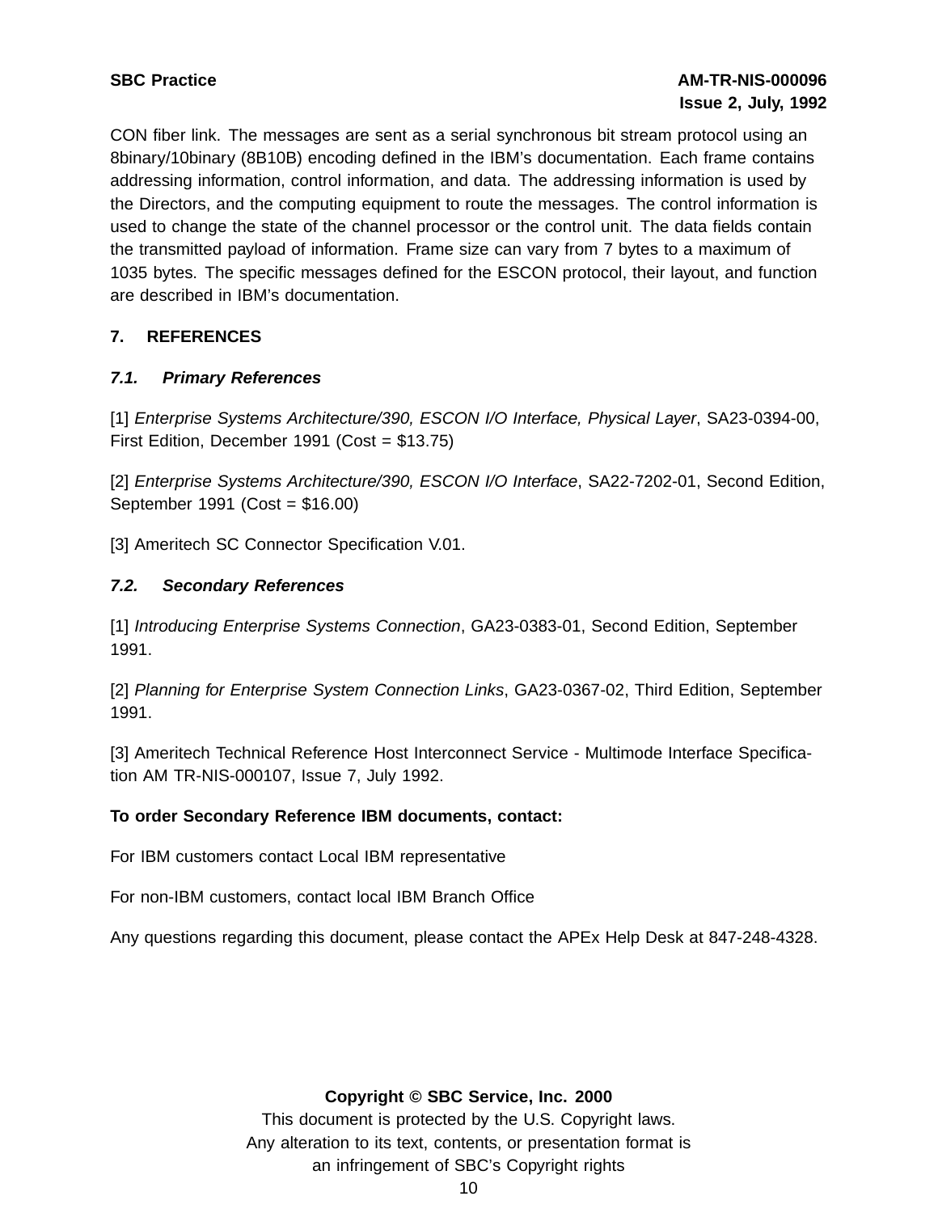CON fiber link. The messages are sent as a serial synchronous bit stream protocol using an 8binary/10binary (8B10B) encoding defined in the IBM's documentation. Each frame contains addressing information, control information, and data. The addressing information is used by the Directors, and the computing equipment to route the messages. The control information is used to change the state of the channel processor or the control unit. The data fields contain the transmitted payload of information. Frame size can vary from 7 bytes to a maximum of 1035 bytes. The specific messages defined for the ESCON protocol, their layout, and function are described in IBM's documentation.

## 7. REFERENCES

### *7.1. Primary References*

[1] *Enterprise Systems Architecture/390, ESCON I/O Interface, Physical Layer*, SA23-0394-00, First Edition, December 1991 (Cost = $13.75)

[2] *Enterprise Systems Architecture/390, ESCON I/O Interface*, SA22-7202-01, Second Edition, September 1991 (Cost = $16.00)

[3] Ameritech SC Connector Specification V.01.

### *7.2. Secondary References*

[1] *Introducing Enterprise Systems Connection*, GA23-0383-01, Second Edition, September 1991.

[2] *Planning for Enterprise System Connection Links*, GA23-0367-02, Third Edition, September 1991.

[3] Ameritech Technical Reference Host Interconnect Service - Multimode Interface Specification AM TR-NIS-000107, Issue 7, July 1992.

**To order Secondary Reference IBM documents, contact:**

For IBM customers contact Local IBM representative

For non-IBM customers, contact local IBM Branch Office

Any questions regarding this document, please contact the APEx Help Desk at 847-248-4328.

**Copyright © SBC Service, Inc. 2000**

This document is protected by the U.S. Copyright laws.
Any alteration to its text, contents, or presentation format is an infringement of SBC's Copyright rights